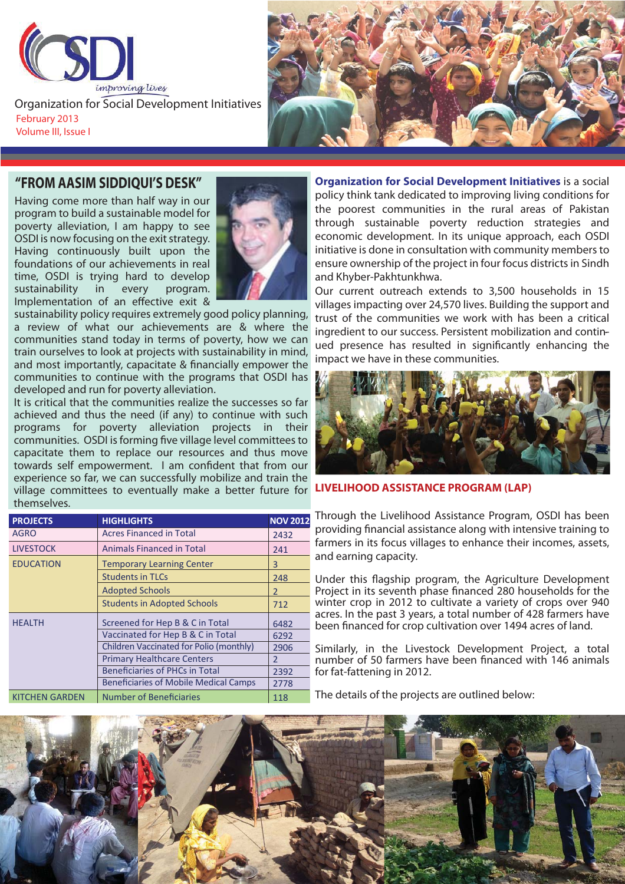Organization for Social Development Initiatives

February 2013

Volume III, Issue I

## "FROM AASIM SIDDIQUI'S DESK"

Having come more than half way in our program to build a sustainable model for poverty alleviation, I am happy to see OSDI is now focusing on the exit strategy. Having continuously built upon the foundations of our achievements in real time, OSDI is trying hard to develop sustainability in every program. Implementation of an effective exit & sustainability policy requires extremely good policy planning, a review of what our achievements are & where the communities stand today in terms of poverty, how we can train ourselves to look at projects with sustainability in mind, and most importantly, capacitate & financially empower the communities to continue with the programs that OSDI has developed and run for poverty alleviation.

It is critical that the communities realize the successes so far achieved and thus the need (if any) to continue with such programs for poverty alleviation projects in their communities. OSDI is forming five village level committees to capacitate them to replace our resources and thus move towards self empowerment. I am confident that from our experience so far, we can successfully mobilize and train the village committees to eventually make a better future for themselves.

| PROJECTS | HIGHLIGHTS | NOV 2012 |
|---|---|---|
| AGRO | Acres Financed in Total | 2432 |
| LIVESTOCK | Animals Financed in Total | 241 |
| EDUCATION | Temporary Learning Center | 3 |
| | Students in TLCs | 248 |
| | Adopted Schools | 2 |
| | Students in Adopted Schools | 712 |
| HEALTH | Screened for Hep B & C in Total | 6482 |
| | Vaccinated for Hep B & C in Total | 6292 |
| | Children Vaccinated for Polio (monthly) | 2906 |
| | Primary Healthcare Centers | 2 |
| | Beneficiaries of PHCs in Total | 2392 |
| | Beneficiaries of Mobile Medical Camps | 2778 |
| KITCHEN GARDEN | Number of Beneficiaries | 118 |

**Organization for Social Development Initiatives** is a social policy think tank dedicated to improving living conditions for the poorest communities in the rural areas of Pakistan through sustainable poverty reduction strategies and economic development. In its unique approach, each OSDI initiative is done in consultation with community members to ensure ownership of the project in four focus districts in Sindh and Khyber-Pakhtunkhwa.

Our current outreach extends to 3,500 households in 15 villages impacting over 24,570 lives. Building the support and trust of the communities we work with has been a critical ingredient to our success. Persistent mobilization and continued presence has resulted in significantly enhancing the impact we have in these communities.

## LIVELIHOOD ASSISTANCE PROGRAM (LAP)

Through the Livelihood Assistance Program, OSDI has been providing financial assistance along with intensive training to farmers in its focus villages to enhance their incomes, assets, and earning capacity.

Under this flagship program, the Agriculture Development Project in its seventh phase financed 280 households for the winter crop in 2012 to cultivate a variety of crops over 940 acres. In the past 3 years, a total number of 428 farmers have been financed for crop cultivation over 1494 acres of land.

Similarly, in the Livestock Development Project, a total number of 50 farmers have been financed with 146 animals for fat-fattening in 2012.

The details of the projects are outlined below: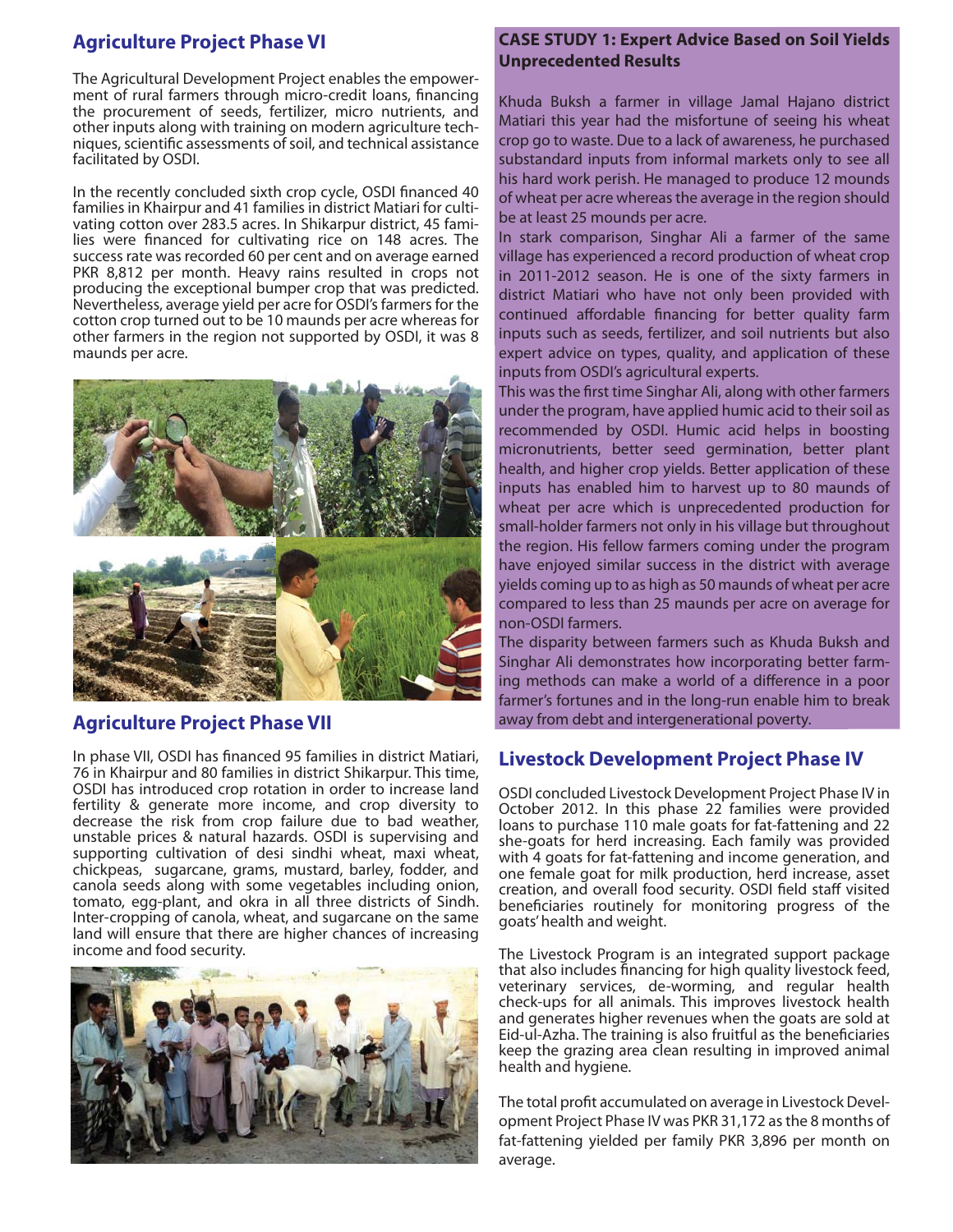## Agriculture Project Phase VI

The Agricultural Development Project enables the empowerment of rural farmers through micro-credit loans, financing the procurement of seeds, fertilizer, micro nutrients, and other inputs along with training on modern agriculture techniques, scientific assessments of soil, and technical assistance facilitated by OSDI.

In the recently concluded sixth crop cycle, OSDI financed 40 families in Khairpur and 41 families in district Matiari for cultivating cotton over 283.5 acres. In Shikarpur district, 45 families were financed for cultivating rice on 148 acres. The success rate was recorded 60 per cent and on average earned PKR 8,812 per month. Heavy rains resulted in crops not producing the exceptional bumper crop that was predicted. Nevertheless, average yield per acre for OSDI's farmers for the cotton crop turned out to be 10 maunds per acre whereas for other farmers in the region not supported by OSDI, it was 8 maunds per acre.

## Agriculture Project Phase VII

In phase VII, OSDI has financed 95 families in district Matiari, 76 in Khairpur and 80 families in district Shikarpur. This time, OSDI has introduced crop rotation in order to increase land fertility & generate more income, and crop diversity to decrease the risk from crop failure due to bad weather, unstable prices & natural hazards. OSDI is supervising and supporting cultivation of desi sindhi wheat, maxi wheat, chickpeas, sugarcane, grams, mustard, barley, fodder, and canola seeds along with some vegetables including onion, tomato, egg-plant, and okra in all three districts of Sindh. Inter-cropping of canola, wheat, and sugarcane on the same land will ensure that there are higher chances of increasing income and food security.

### CASE STUDY 1: Expert Advice Based on Soil Yields Unprecedented Results

Khuda Buksh a farmer in village Jamal Hajano district Matiari this year had the misfortune of seeing his wheat crop go to waste. Due to a lack of awareness, he purchased substandard inputs from informal markets only to see all his hard work perish. He managed to produce 12 mounds of wheat per acre whereas the average in the region should be at least 25 mounds per acre.

In stark comparison, Singhar Ali a farmer of the same village has experienced a record production of wheat crop in 2011-2012 season. He is one of the sixty farmers in district Matiari who have not only been provided with continued affordable financing for better quality farm inputs such as seeds, fertilizer, and soil nutrients but also expert advice on types, quality, and application of these inputs from OSDI's agricultural experts.

This was the first time Singhar Ali, along with other farmers under the program, have applied humic acid to their soil as recommended by OSDI. Humic acid helps in boosting micronutrients, better seed germination, better plant health, and higher crop yields. Better application of these inputs has enabled him to harvest up to 80 maunds of wheat per acre which is unprecedented production for small-holder farmers not only in his village but throughout the region. His fellow farmers coming under the program have enjoyed similar success in the district with average yields coming up to as high as 50 maunds of wheat per acre compared to less than 25 maunds per acre on average for non-OSDI farmers.

The disparity between farmers such as Khuda Buksh and Singhar Ali demonstrates how incorporating better farming methods can make a world of a difference in a poor farmer's fortunes and in the long-run enable him to break away from debt and intergenerational poverty.

## Livestock Development Project Phase IV

OSDI concluded Livestock Development Project Phase IV in October 2012. In this phase 22 families were provided loans to purchase 110 male goats for fat-fattening and 22 she-goats for herd increasing. Each family was provided with 4 goats for fat-fattening and income generation, and one female goat for milk production, herd increase, asset creation, and overall food security. OSDI field staff visited beneficiaries routinely for monitoring progress of the goats' health and weight.

The Livestock Program is an integrated support package that also includes financing for high quality livestock feed, veterinary services, de-worming, and regular health check-ups for all animals. This improves livestock health and generates higher revenues when the goats are sold at Eid-ul-Azha. The training is also fruitful as the beneficiaries keep the grazing area clean resulting in improved animal health and hygiene.

The total profit accumulated on average in Livestock Development Project Phase IV was PKR 31,172 as the 8 months of fat-fattening yielded per family PKR 3,896 per month on average.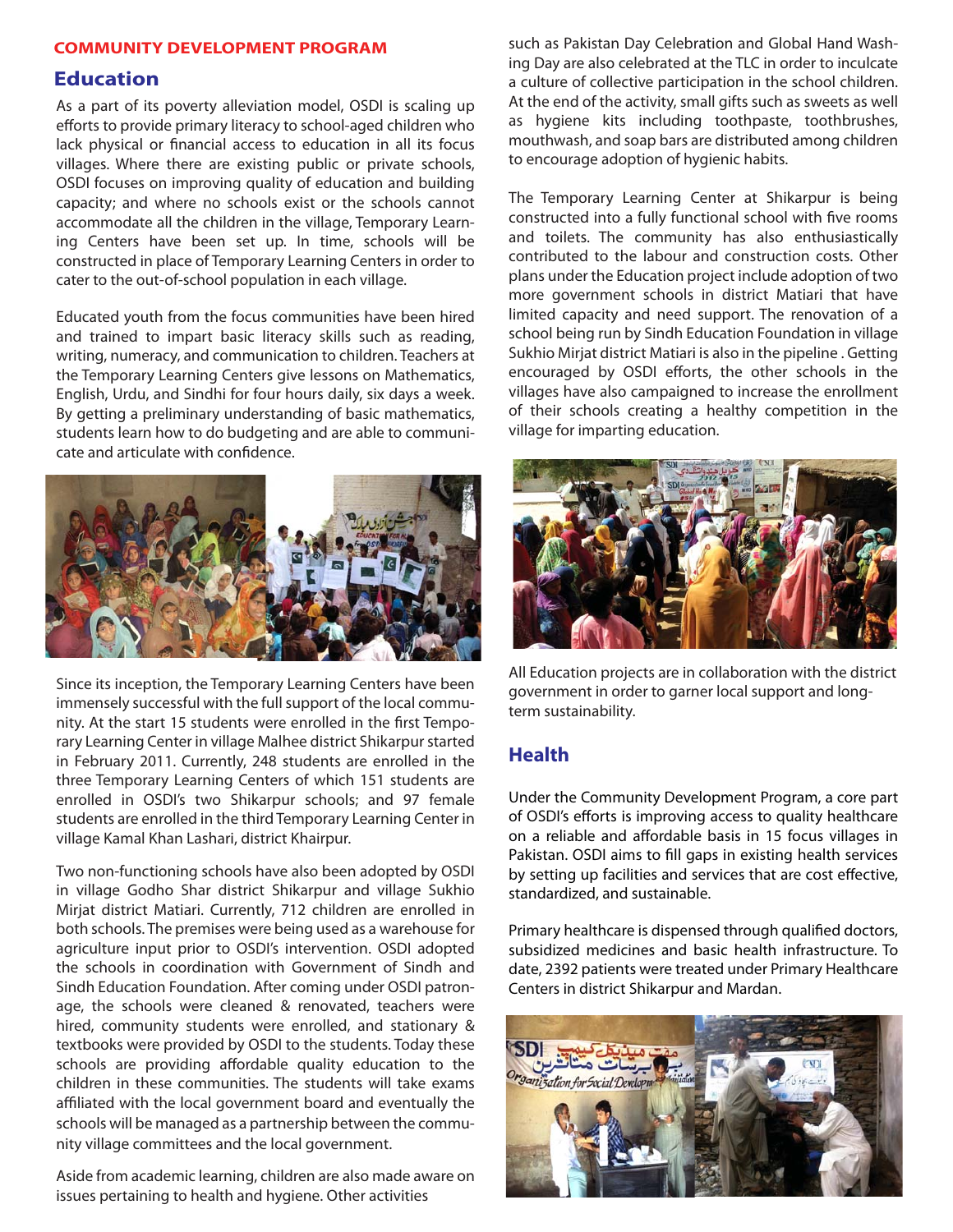**COMMUNITY DEVELOPMENT PROGRAM**

## Education

As a part of its poverty alleviation model, OSDI is scaling up efforts to provide primary literacy to school-aged children who lack physical or financial access to education in all its focus villages. Where there are existing public or private schools, OSDI focuses on improving quality of education and building capacity; and where no schools exist or the schools cannot accommodate all the children in the village, Temporary Learning Centers have been set up. In time, schools will be constructed in place of Temporary Learning Centers in order to cater to the out-of-school population in each village.

Educated youth from the focus communities have been hired and trained to impart basic literacy skills such as reading, writing, numeracy, and communication to children. Teachers at the Temporary Learning Centers give lessons on Mathematics, English, Urdu, and Sindhi for four hours daily, six days a week. By getting a preliminary understanding of basic mathematics, students learn how to do budgeting and are able to communicate and articulate with confidence.

Since its inception, the Temporary Learning Centers have been immensely successful with the full support of the local community. At the start 15 students were enrolled in the first Temporary Learning Center in village Malhee district Shikarpur started in February 2011. Currently, 248 students are enrolled in the three Temporary Learning Centers of which 151 students are enrolled in OSDI's two Shikarpur schools; and 97 female students are enrolled in the third Temporary Learning Center in village Kamal Khan Lashari, district Khairpur.

Two non-functioning schools have also been adopted by OSDI in village Godho Shar district Shikarpur and village Sukhio Mirjat district Matiari. Currently, 712 children are enrolled in both schools. The premises were being used as a warehouse for agriculture input prior to OSDI's intervention. OSDI adopted the schools in coordination with Government of Sindh and Sindh Education Foundation. After coming under OSDI patronage, the schools were cleaned & renovated, teachers were hired, community students were enrolled, and stationary & textbooks were provided by OSDI to the students. Today these schools are providing affordable quality education to the children in these communities. The students will take exams affiliated with the local government board and eventually the schools will be managed as a partnership between the community village committees and the local government.

Aside from academic learning, children are also made aware on issues pertaining to health and hygiene. Other activities such as Pakistan Day Celebration and Global Hand Washing Day are also celebrated at the TLC in order to inculcate a culture of collective participation in the school children. At the end of the activity, small gifts such as sweets as well as hygiene kits including toothpaste, toothbrushes, mouthwash, and soap bars are distributed among children to encourage adoption of hygienic habits.

The Temporary Learning Center at Shikarpur is being constructed into a fully functional school with five rooms and toilets. The community has also enthusiastically contributed to the labour and construction costs. Other plans under the Education project include adoption of two more government schools in district Matiari that have limited capacity and need support. The renovation of a school being run by Sindh Education Foundation in village Sukhio Mirjat district Matiari is also in the pipeline . Getting encouraged by OSDI efforts, the other schools in the villages have also campaigned to increase the enrollment of their schools creating a healthy competition in the village for imparting education.

All Education projects are in collaboration with the district government in order to garner local support and long-term sustainability.

## Health

Under the Community Development Program, a core part of OSDI's efforts is improving access to quality healthcare on a reliable and affordable basis in 15 focus villages in Pakistan. OSDI aims to fill gaps in existing health services by setting up facilities and services that are cost effective, standardized, and sustainable.

Primary healthcare is dispensed through qualified doctors, subsidized medicines and basic health infrastructure. To date, 2392 patients were treated under Primary Healthcare Centers in district Shikarpur and Mardan.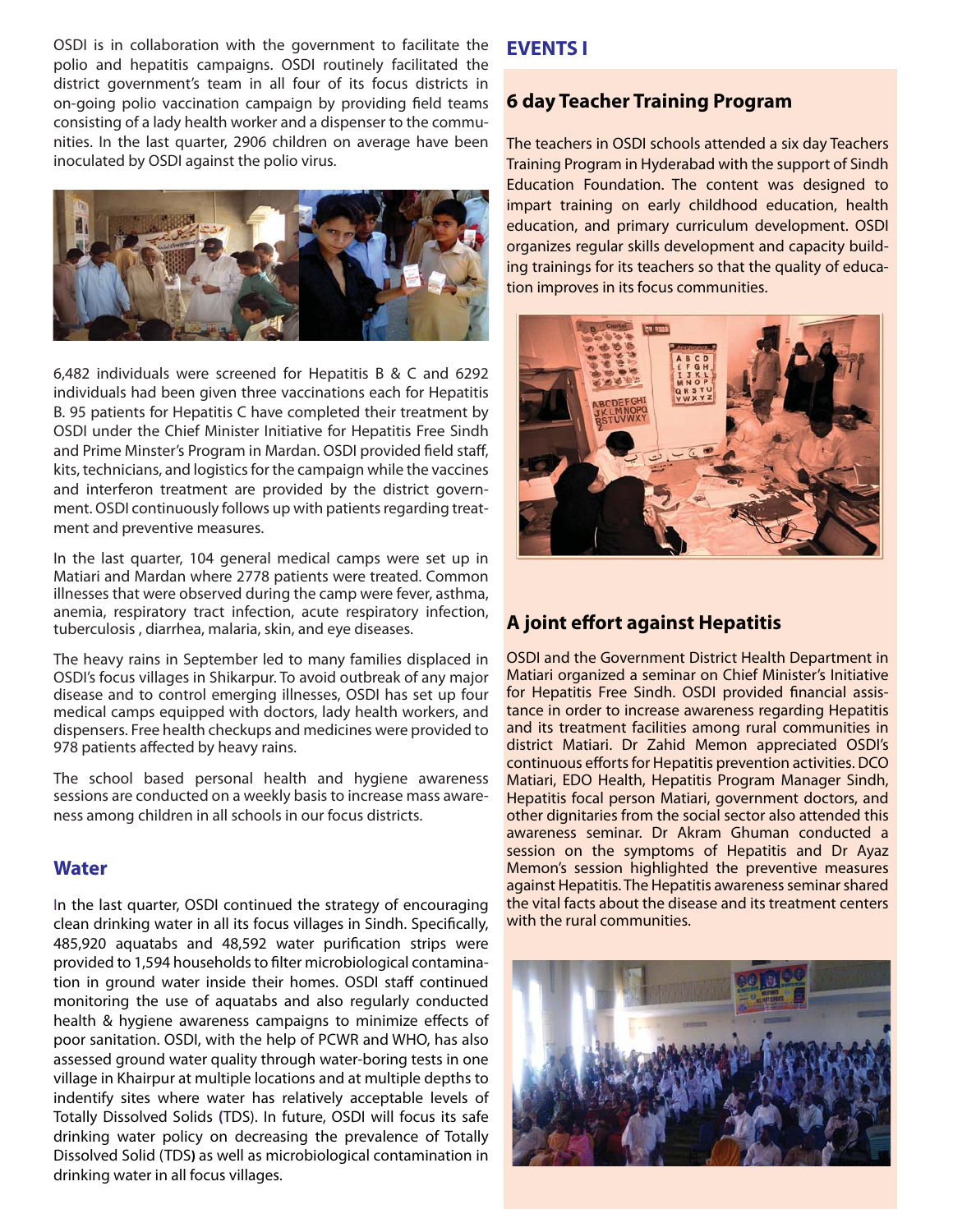OSDI is in collaboration with the government to facilitate the polio and hepatitis campaigns. OSDI routinely facilitated the district government's team in all four of its focus districts in on-going polio vaccination campaign by providing field teams consisting of a lady health worker and a dispenser to the communities. In the last quarter, 2906 children on average have been inoculated by OSDI against the polio virus.

6,482 individuals were screened for Hepatitis B & C and 6292 individuals had been given three vaccinations each for Hepatitis B. 95 patients for Hepatitis C have completed their treatment by OSDI under the Chief Minister Initiative for Hepatitis Free Sindh and Prime Minster's Program in Mardan. OSDI provided field staff, kits, technicians, and logistics for the campaign while the vaccines and interferon treatment are provided by the district government. OSDI continuously follows up with patients regarding treatment and preventive measures.

In the last quarter, 104 general medical camps were set up in Matiari and Mardan where 2778 patients were treated. Common illnesses that were observed during the camp were fever, asthma, anemia, respiratory tract infection, acute respiratory infection, tuberculosis , diarrhea, malaria, skin, and eye diseases.

The heavy rains in September led to many families displaced in OSDI's focus villages in Shikarpur. To avoid outbreak of any major disease and to control emerging illnesses, OSDI has set up four medical camps equipped with doctors, lady health workers, and dispensers. Free health checkups and medicines were provided to 978 patients affected by heavy rains.

The school based personal health and hygiene awareness sessions are conducted on a weekly basis to increase mass awareness among children in all schools in our focus districts.

## Water

In the last quarter, OSDI continued the strategy of encouraging clean drinking water in all its focus villages in Sindh. Specifically, 485,920 aquatabs and 48,592 water purification strips were provided to 1,594 households to filter microbiological contamination in ground water inside their homes. OSDI staff continued monitoring the use of aquatabs and also regularly conducted health & hygiene awareness campaigns to minimize effects of poor sanitation. OSDI, with the help of PCWR and WHO, has also assessed ground water quality through water-boring tests in one village in Khairpur at multiple locations and at multiple depths to indentify sites where water has relatively acceptable levels of Totally Dissolved Solids (TDS). In future, OSDI will focus its safe drinking water policy on decreasing the prevalence of Totally Dissolved Solid (TDS) as well as microbiological contamination in drinking water in all focus villages.

## EVENTS I

### 6 day Teacher Training Program

The teachers in OSDI schools attended a six day Teachers Training Program in Hyderabad with the support of Sindh Education Foundation. The content was designed to impart training on early childhood education, health education, and primary curriculum development. OSDI organizes regular skills development and capacity building trainings for its teachers so that the quality of education improves in its focus communities.

### A joint effort against Hepatitis

OSDI and the Government District Health Department in Matiari organized a seminar on Chief Minister's Initiative for Hepatitis Free Sindh. OSDI provided financial assistance in order to increase awareness regarding Hepatitis and its treatment facilities among rural communities in district Matiari. Dr Zahid Memon appreciated OSDI's continuous efforts for Hepatitis prevention activities. DCO Matiari, EDO Health, Hepatitis Program Manager Sindh, Hepatitis focal person Matiari, government doctors, and other dignitaries from the social sector also attended this awareness seminar. Dr Akram Ghuman conducted a session on the symptoms of Hepatitis and Dr Ayaz Memon's session highlighted the preventive measures against Hepatitis. The Hepatitis awareness seminar shared the vital facts about the disease and its treatment centers with the rural communities.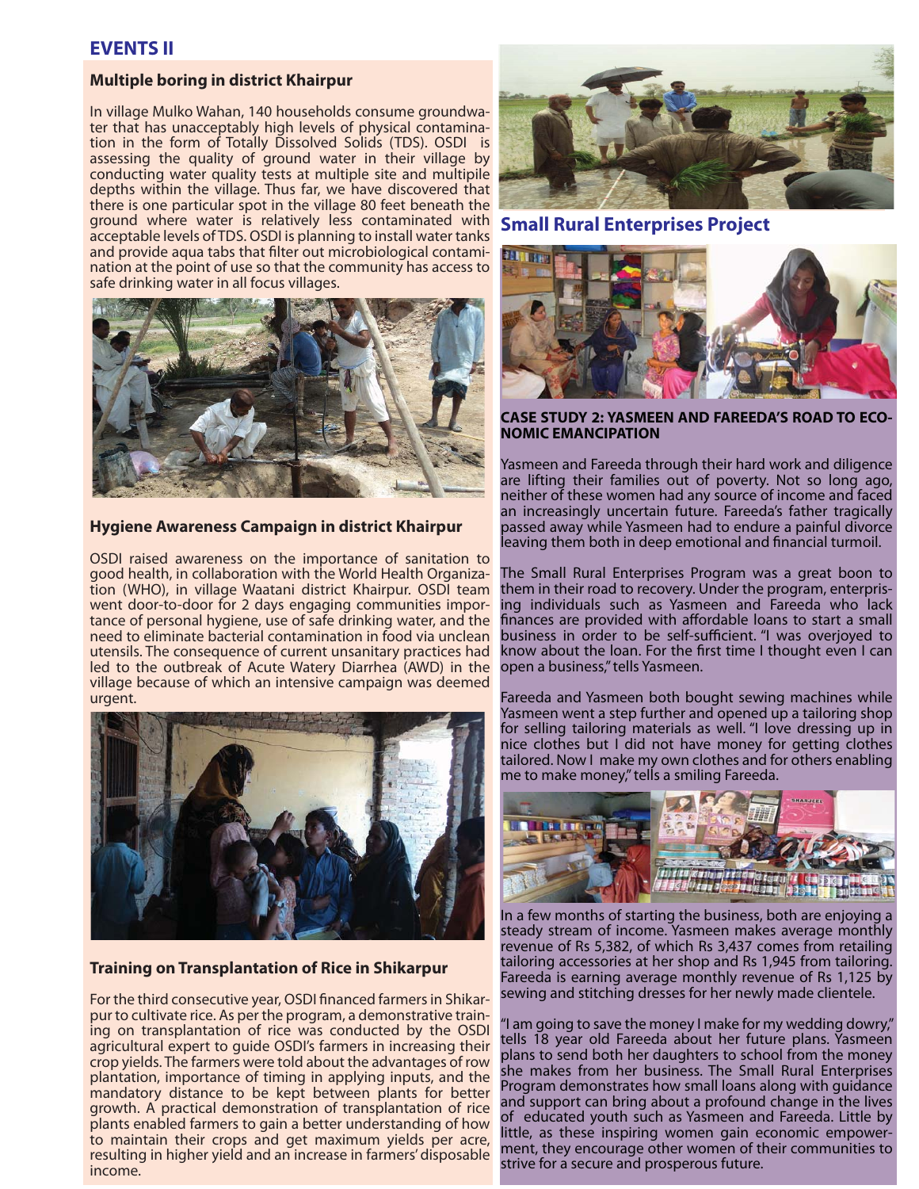# EVENTS II

### Multiple boring in district Khairpur

In village Mulko Wahan, 140 households consume groundwater that has unacceptably high levels of physical contamination in the form of Totally Dissolved Solids (TDS). OSDI is assessing the quality of ground water in their village by conducting water quality tests at multiple site and multipile depths within the village. Thus far, we have discovered that there is one particular spot in the village 80 feet beneath the ground where water is relatively less contaminated with acceptable levels of TDS. OSDI is planning to install water tanks and provide aqua tabs that filter out microbiological contamination at the point of use so that the community has access to safe drinking water in all focus villages.

### Hygiene Awareness Campaign in district Khairpur

OSDI raised awareness on the importance of sanitation to good health, in collaboration with the World Health Organization (WHO), in village Waatani district Khairpur. OSDI team went door-to-door for 2 days engaging communities importance of personal hygiene, use of safe drinking water, and the need to eliminate bacterial contamination in food via unclean utensils. The consequence of current unsanitary practices had led to the outbreak of Acute Watery Diarrhea (AWD) in the village because of which an intensive campaign was deemed urgent.

### Training on Transplantation of Rice in Shikarpur

For the third consecutive year, OSDI financed farmers in Shikarpur to cultivate rice. As per the program, a demonstrative training on transplantation of rice was conducted by the OSDI agricultural expert to guide OSDI's farmers in increasing their crop yields. The farmers were told about the advantages of row plantation, importance of timing in applying inputs, and the mandatory distance to be kept between plants for better growth. A practical demonstration of transplantation of rice plants enabled farmers to gain a better understanding of how to maintain their crops and get maximum yields per acre, resulting in higher yield and an increase in farmers' disposable income.

## Small Rural Enterprises Project

### CASE STUDY 2: YASMEEN AND FAREEDA'S ROAD TO ECONOMIC EMANCIPATION

Yasmeen and Fareeda through their hard work and diligence are lifting their families out of poverty. Not so long ago, neither of these women had any source of income and faced an increasingly uncertain future. Fareeda's father tragically passed away while Yasmeen had to endure a painful divorce leaving them both in deep emotional and financial turmoil.

The Small Rural Enterprises Program was a great boon to them in their road to recovery. Under the program, enterprising individuals such as Yasmeen and Fareeda who lack finances are provided with affordable loans to start a small business in order to be self-sufficient. "I was overjoyed to know about the loan. For the first time I thought even I can open a business," tells Yasmeen.

Fareeda and Yasmeen both bought sewing machines while Yasmeen went a step further and opened up a tailoring shop for selling tailoring materials as well. "I love dressing up in nice clothes but I did not have money for getting clothes tailored. Now I make my own clothes and for others enabling me to make money," tells a smiling Fareeda.

In a few months of starting the business, both are enjoying a steady stream of income. Yasmeen makes average monthly revenue of Rs 5,382, of which Rs 3,437 comes from retailing tailoring accessories at her shop and Rs 1,945 from tailoring. Fareeda is earning average monthly revenue of Rs 1,125 by sewing and stitching dresses for her newly made clientele.

"I am going to save the money I make for my wedding dowry," tells 18 year old Fareeda about her future plans. Yasmeen plans to send both her daughters to school from the money she makes from her business. The Small Rural Enterprises Program demonstrates how small loans along with guidance and support can bring about a profound change in the lives of educated youth such as Yasmeen and Fareeda. Little by little, as these inspiring women gain economic empowerment, they encourage other women of their communities to strive for a secure and prosperous future.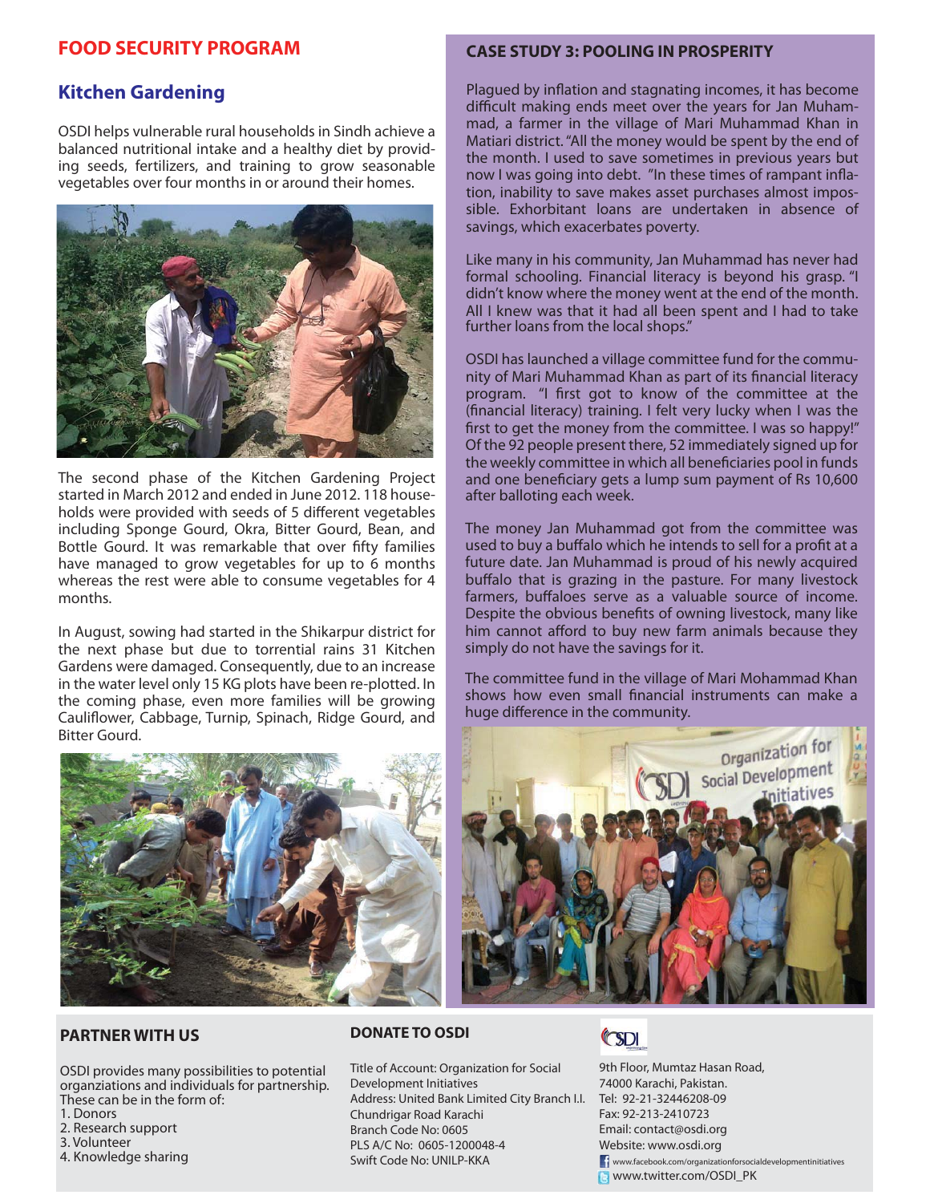## FOOD SECURITY PROGRAM

### Kitchen Gardening

OSDI helps vulnerable rural households in Sindh achieve a balanced nutritional intake and a healthy diet by providing seeds, fertilizers, and training to grow seasonable vegetables over four months in or around their homes.

The second phase of the Kitchen Gardening Project started in March 2012 and ended in June 2012. 118 households were provided with seeds of 5 different vegetables including Sponge Gourd, Okra, Bitter Gourd, Bean, and Bottle Gourd. It was remarkable that over fifty families have managed to grow vegetables for up to 6 months whereas the rest were able to consume vegetables for 4 months.

In August, sowing had started in the Shikarpur district for the next phase but due to torrential rains 31 Kitchen Gardens were damaged. Consequently, due to an increase in the water level only 15 KG plots have been re-plotted. In the coming phase, even more families will be growing Cauliflower, Cabbage, Turnip, Spinach, Ridge Gourd, and Bitter Gourd.

### CASE STUDY 3: POOLING IN PROSPERITY

Plagued by inflation and stagnating incomes, it has become difficult making ends meet over the years for Jan Muhammad, a farmer in the village of Mari Muhammad Khan in Matiari district. "All the money would be spent by the end of the month. I used to save sometimes in previous years but now I was going into debt. "In these times of rampant inflation, inability to save makes asset purchases almost impossible. Exhorbitant loans are undertaken in absence of savings, which exacerbates poverty.

Like many in his community, Jan Muhammad has never had formal schooling. Financial literacy is beyond his grasp. "I didn't know where the money went at the end of the month. All I knew was that it had all been spent and I had to take further loans from the local shops."

OSDI has launched a village committee fund for the community of Mari Muhammad Khan as part of its financial literacy program. "I first got to know of the committee at the (financial literacy) training. I felt very lucky when I was the first to get the money from the committee. I was so happy!" Of the 92 people present there, 52 immediately signed up for the weekly committee in which all beneficiaries pool in funds and one beneficiary gets a lump sum payment of Rs 10,600 after balloting each week.

The money Jan Muhammad got from the committee was used to buy a buffalo which he intends to sell for a profit at a future date. Jan Muhammad is proud of his newly acquired buffalo that is grazing in the pasture. For many livestock farmers, buffaloes serve as a valuable source of income. Despite the obvious benefits of owning livestock, many like him cannot afford to buy new farm animals because they simply do not have the savings for it.

The committee fund in the village of Mari Mohammad Khan shows how even small financial instruments can make a huge difference in the community.

### PARTNER WITH US

OSDI provides many possibilities to potential organziations and individuals for partnership. These can be in the form of:

1. Donors
2. Research support
3. Volunteer
4. Knowledge sharing

### DONATE TO OSDI

Title of Account: Organization for Social Development Initiatives
Address: United Bank Limited City Branch I.I. Chundrigar Road Karachi
Branch Code No: 0605
PLS A/C No: 0605-1200048-4
Swift Code No: UNILP-KKA

9th Floor, Mumtaz Hasan Road,
74000 Karachi, Pakistan.
Tel: 92-21-32446208-09
Fax: 92-213-2410723
Email: contact@osdi.org
Website: www.osdi.org
www.facebook.com/organizationforsocialdevelopmentinitiatives
www.twitter.com/OSDI_PK